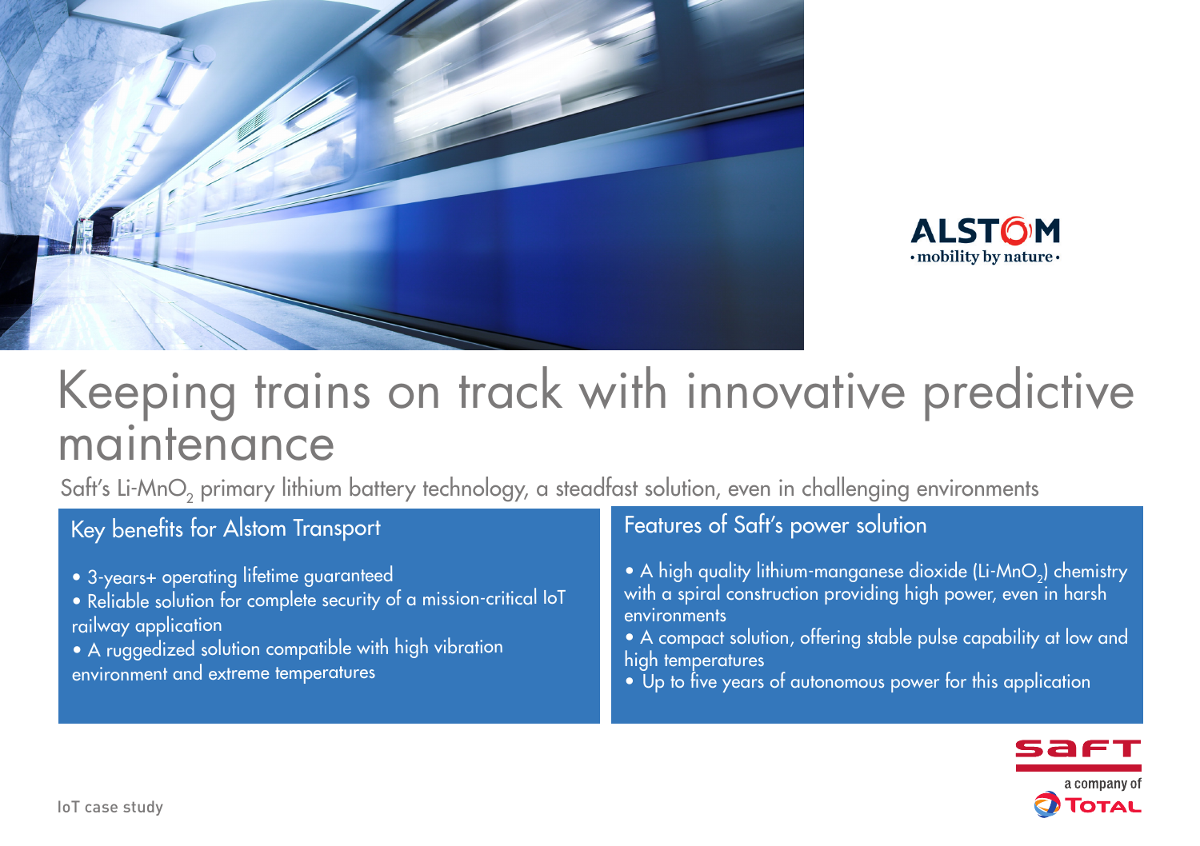ALSTOM
• mobility by nature •

# Keeping trains on track with innovative predictive maintenance

Saft's Li-$MnO_2$ primary lithium battery technology, a steadfast solution, even in challenging environments

## Key benefits for Alstom Transport

- 3-years+ operating lifetime guaranteed
- Reliable solution for complete security of a mission-critical IoT railway application
- A ruggedized solution compatible with high vibration environment and extreme temperatures

## Features of Saft's power solution

- A high quality lithium-manganese dioxide (Li-$MnO_2$) chemistry with a spiral construction providing high power, even in harsh environments
- A compact solution, offering stable pulse capability at low and high temperatures
- Up to five years of autonomous power for this application

IoT case study

SAFT
a company of TOTAL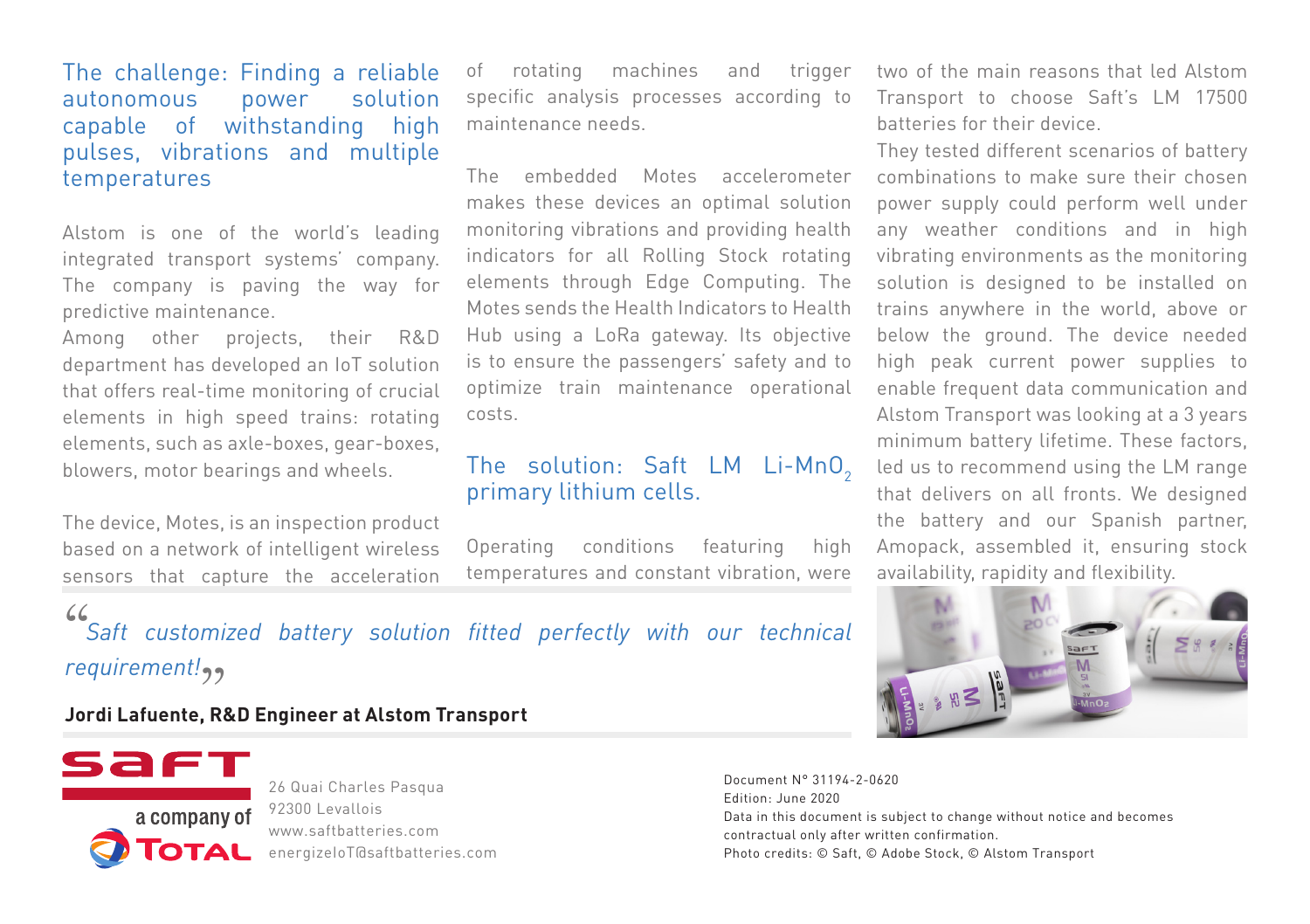## The challenge: Finding a reliable autonomous power solution capable of withstanding high pulses, vibrations and multiple temperatures

Alstom is one of the world's leading integrated transport systems' company. The company is paving the way for predictive maintenance.
Among other projects, their R&D department has developed an IoT solution that offers real-time monitoring of crucial elements in high speed trains: rotating elements, such as axle-boxes, gear-boxes, blowers, motor bearings and wheels.

The device, Motes, is an inspection product based on a network of intelligent wireless sensors that capture the acceleration of rotating machines and trigger specific analysis processes according to maintenance needs.

The embedded Motes accelerometer makes these devices an optimal solution monitoring vibrations and providing health indicators for all Rolling Stock rotating elements through Edge Computing. The Motes sends the Health Indicators to Health Hub using a LoRa gateway. Its objective is to ensure the passengers' safety and to optimize train maintenance operational costs.

## The solution: Saft LM Li-Mn$O_2$ primary lithium cells.

Operating conditions featuring high temperatures and constant vibration, were two of the main reasons that led Alstom Transport to choose Saft's LM 17500 batteries for their device.
They tested different scenarios of battery combinations to make sure their chosen power supply could perform well under any weather conditions and in high vibrating environments as the monitoring solution is designed to be installed on trains anywhere in the world, above or below the ground. The device needed high peak current power supplies to enable frequent data communication and Alstom Transport was looking at a 3 years minimum battery lifetime. These factors, led us to recommend using the LM range that delivers on all fronts. We designed the battery and our Spanish partner, Amopack, assembled it, ensuring stock availability, rapidity and flexibility.

*"Saft customized battery solution fitted perfectly with our technical requirement!"*

**Jordi Lafuente, R&D Engineer at Alstom Transport**

saft
a company of TOTAL

26 Quai Charles Pasqua
92300 Levallois
www.saftbatteries.com
energizeIoT@saftbatteries.com

Document N° 31194-2-0620
Edition: June 2020
Data in this document is subject to change without notice and becomes contractual only after written confirmation.
Photo credits: © Saft, © Adobe Stock, © Alstom Transport